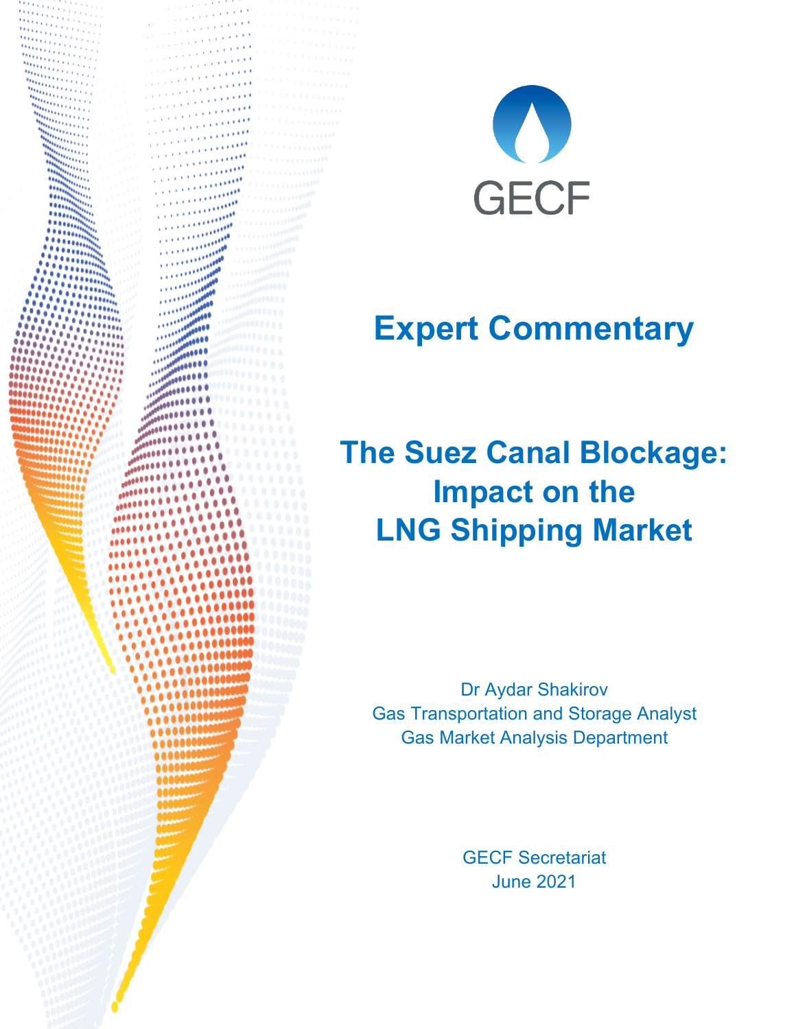GECF

# Expert Commentary

# The Suez Canal Blockage: Impact on the LNG Shipping Market

Dr Aydar Shakirov
Gas Transportation and Storage Analyst
Gas Market Analysis Department

GECF Secretariat
June 2021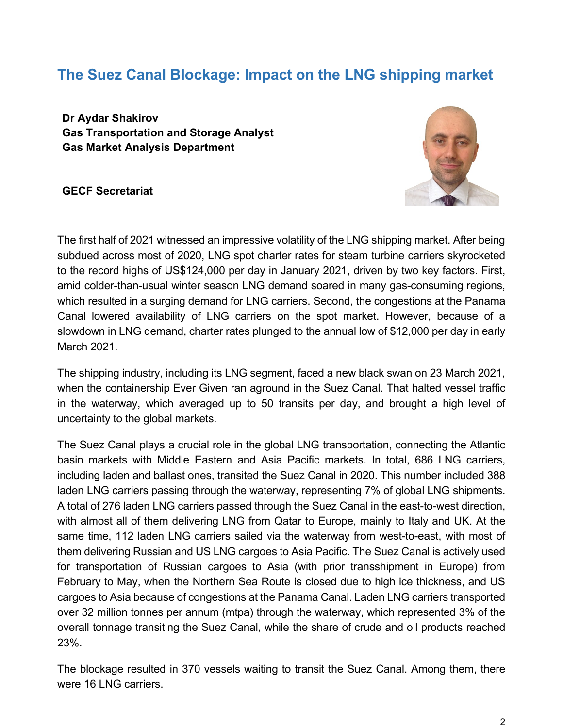## The Suez Canal Blockage: Impact on the LNG shipping market

**Dr Aydar Shakirov**
**Gas Transportation and Storage Analyst**
**Gas Market Analysis Department**

**GECF Secretariat**

The first half of 2021 witnessed an impressive volatility of the LNG shipping market. After being subdued across most of 2020, LNG spot charter rates for steam turbine carriers skyrocketed to the record highs of US$124,000 per day in January 2021, driven by two key factors. First, amid colder-than-usual winter season LNG demand soared in many gas-consuming regions, which resulted in a surging demand for LNG carriers. Second, the congestions at the Panama Canal lowered availability of LNG carriers on the spot market. However, because of a slowdown in LNG demand, charter rates plunged to the annual low of $12,000 per day in early March 2021.

The shipping industry, including its LNG segment, faced a new black swan on 23 March 2021, when the containership Ever Given ran aground in the Suez Canal. That halted vessel traffic in the waterway, which averaged up to 50 transits per day, and brought a high level of uncertainty to the global markets.

The Suez Canal plays a crucial role in the global LNG transportation, connecting the Atlantic basin markets with Middle Eastern and Asia Pacific markets. In total, 686 LNG carriers, including laden and ballast ones, transited the Suez Canal in 2020. This number included 388 laden LNG carriers passing through the waterway, representing 7% of global LNG shipments. A total of 276 laden LNG carriers passed through the Suez Canal in the east-to-west direction, with almost all of them delivering LNG from Qatar to Europe, mainly to Italy and UK. At the same time, 112 laden LNG carriers sailed via the waterway from west-to-east, with most of them delivering Russian and US LNG cargoes to Asia Pacific. The Suez Canal is actively used for transportation of Russian cargoes to Asia (with prior transshipment in Europe) from February to May, when the Northern Sea Route is closed due to high ice thickness, and US cargoes to Asia because of congestions at the Panama Canal. Laden LNG carriers transported over 32 million tonnes per annum (mtpa) through the waterway, which represented 3% of the overall tonnage transiting the Suez Canal, while the share of crude and oil products reached 23%.

The blockage resulted in 370 vessels waiting to transit the Suez Canal. Among them, there were 16 LNG carriers.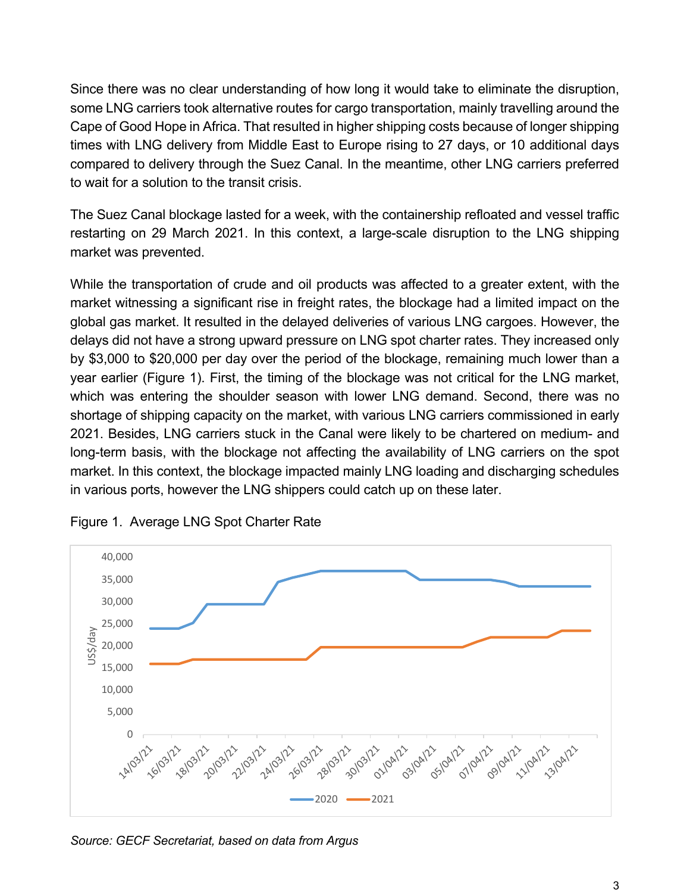Since there was no clear understanding of how long it would take to eliminate the disruption, some LNG carriers took alternative routes for cargo transportation, mainly travelling around the Cape of Good Hope in Africa. That resulted in higher shipping costs because of longer shipping times with LNG delivery from Middle East to Europe rising to 27 days, or 10 additional days compared to delivery through the Suez Canal. In the meantime, other LNG carriers preferred to wait for a solution to the transit crisis.

The Suez Canal blockage lasted for a week, with the containership refloated and vessel traffic restarting on 29 March 2021. In this context, a large-scale disruption to the LNG shipping market was prevented.

While the transportation of crude and oil products was affected to a greater extent, with the market witnessing a significant rise in freight rates, the blockage had a limited impact on the global gas market. It resulted in the delayed deliveries of various LNG cargoes. However, the delays did not have a strong upward pressure on LNG spot charter rates. They increased only by $3,000 to $20,000 per day over the period of the blockage, remaining much lower than a year earlier (Figure 1). First, the timing of the blockage was not critical for the LNG market, which was entering the shoulder season with lower LNG demand. Second, there was no shortage of shipping capacity on the market, with various LNG carriers commissioned in early 2021. Besides, LNG carriers stuck in the Canal were likely to be chartered on medium- and long-term basis, with the blockage not affecting the availability of LNG carriers on the spot market. In this context, the blockage impacted mainly LNG loading and discharging schedules in various ports, however the LNG shippers could catch up on these later.

Figure 1. Average LNG Spot Charter Rate

*Source: GECF Secretariat, based on data from Argus*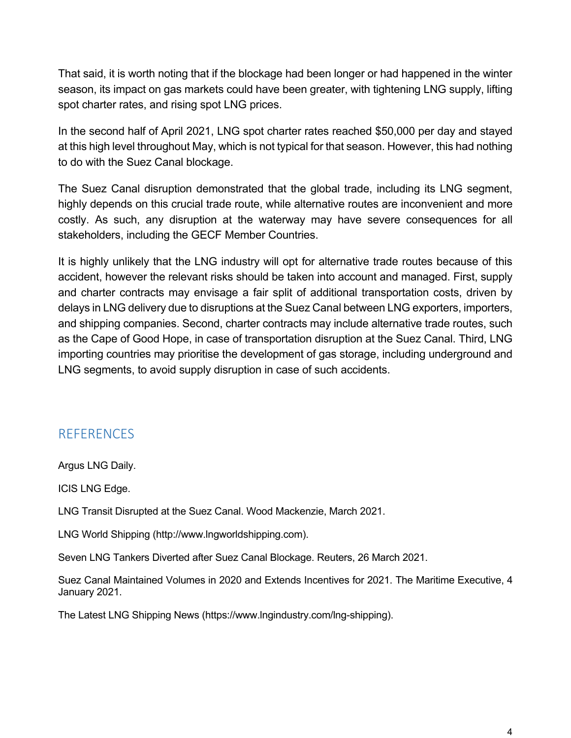That said, it is worth noting that if the blockage had been longer or had happened in the winter season, its impact on gas markets could have been greater, with tightening LNG supply, lifting spot charter rates, and rising spot LNG prices.

In the second half of April 2021, LNG spot charter rates reached $50,000 per day and stayed at this high level throughout May, which is not typical for that season. However, this had nothing to do with the Suez Canal blockage.

The Suez Canal disruption demonstrated that the global trade, including its LNG segment, highly depends on this crucial trade route, while alternative routes are inconvenient and more costly. As such, any disruption at the waterway may have severe consequences for all stakeholders, including the GECF Member Countries.

It is highly unlikely that the LNG industry will opt for alternative trade routes because of this accident, however the relevant risks should be taken into account and managed. First, supply and charter contracts may envisage a fair split of additional transportation costs, driven by delays in LNG delivery due to disruptions at the Suez Canal between LNG exporters, importers, and shipping companies. Second, charter contracts may include alternative trade routes, such as the Cape of Good Hope, in case of transportation disruption at the Suez Canal. Third, LNG importing countries may prioritise the development of gas storage, including underground and LNG segments, to avoid supply disruption in case of such accidents.

## REFERENCES

Argus LNG Daily.

ICIS LNG Edge.

LNG Transit Disrupted at the Suez Canal. Wood Mackenzie, March 2021.

LNG World Shipping (http://www.lngworldshipping.com).

Seven LNG Tankers Diverted after Suez Canal Blockage. Reuters, 26 March 2021.

Suez Canal Maintained Volumes in 2020 and Extends Incentives for 2021. The Maritime Executive, 4 January 2021.

The Latest LNG Shipping News (https://www.lngindustry.com/lng-shipping).